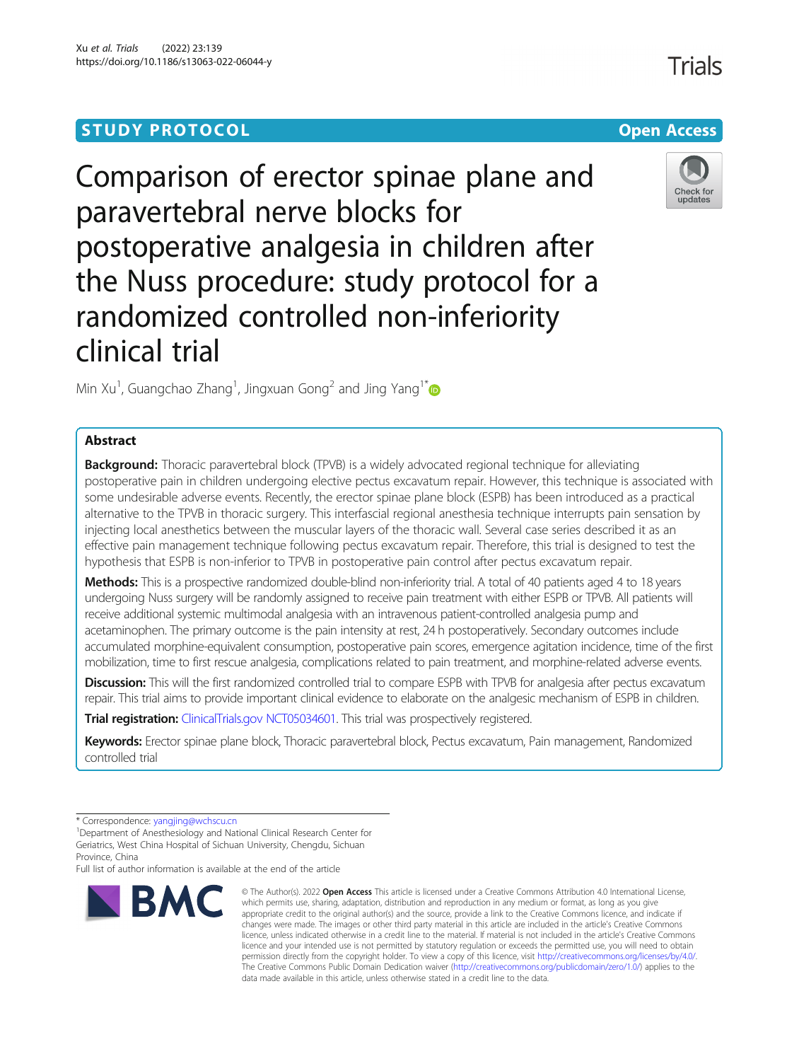STUDY PROTOCOL

Open Access

# Comparison of erector spinae plane and paravertebral nerve blocks for postoperative analgesia in children after the Nuss procedure: study protocol for a randomized controlled non-inferiority clinical trial

Min Xu[1], Guangchao Zhang[1], Jingxuan Gong[2] and Jing Yang[1*]

## Abstract

**Background:** Thoracic paravertebral block (TPVB) is a widely advocated regional technique for alleviating postoperative pain in children undergoing elective pectus excavatum repair. However, this technique is associated with some undesirable adverse events. Recently, the erector spinae plane block (ESPB) has been introduced as a practical alternative to the TPVB in thoracic surgery. This interfascial regional anesthesia technique interrupts pain sensation by injecting local anesthetics between the muscular layers of the thoracic wall. Several case series described it as an effective pain management technique following pectus excavatum repair. Therefore, this trial is designed to test the hypothesis that ESPB is non-inferior to TPVB in postoperative pain control after pectus excavatum repair.

**Methods:** This is a prospective randomized double-blind non-inferiority trial. A total of 40 patients aged 4 to 18 years undergoing Nuss surgery will be randomly assigned to receive pain treatment with either ESPB or TPVB. All patients will receive additional systemic multimodal analgesia with an intravenous patient-controlled analgesia pump and acetaminophen. The primary outcome is the pain intensity at rest, 24 h postoperatively. Secondary outcomes include accumulated morphine-equivalent consumption, postoperative pain scores, emergence agitation incidence, time of the first mobilization, time to first rescue analgesia, complications related to pain treatment, and morphine-related adverse events.

**Discussion:** This will the first randomized controlled trial to compare ESPB with TPVB for analgesia after pectus excavatum repair. This trial aims to provide important clinical evidence to elaborate on the analgesic mechanism of ESPB in children.

**Trial registration:** ClinicalTrials.gov NCT05034601. This trial was prospectively registered.

**Keywords:** Erector spinae plane block, Thoracic paravertebral block, Pectus excavatum, Pain management, Randomized controlled trial

* Correspondence: yangjing@wchscu.cn
[1]Department of Anesthesiology and National Clinical Research Center for Geriatrics, West China Hospital of Sichuan University, Chengdu, Sichuan Province, China
Full list of author information is available at the end of the article

© The Author(s). 2022 **Open Access** This article is licensed under a Creative Commons Attribution 4.0 International License, which permits use, sharing, adaptation, distribution and reproduction in any medium or format, as long as you give appropriate credit to the original author(s) and the source, provide a link to the Creative Commons licence, and indicate if changes were made. The images or other third party material in this article are included in the article's Creative Commons licence, unless indicated otherwise in a credit line to the material. If material is not included in the article's Creative Commons licence and your intended use is not permitted by statutory regulation or exceeds the permitted use, you will need to obtain permission directly from the copyright holder. To view a copy of this licence, visit http://creativecommons.org/licenses/by/4.0/. The Creative Commons Public Domain Dedication waiver (http://creativecommons.org/publicdomain/zero/1.0/) applies to the data made available in this article, unless otherwise stated in a credit line to the data.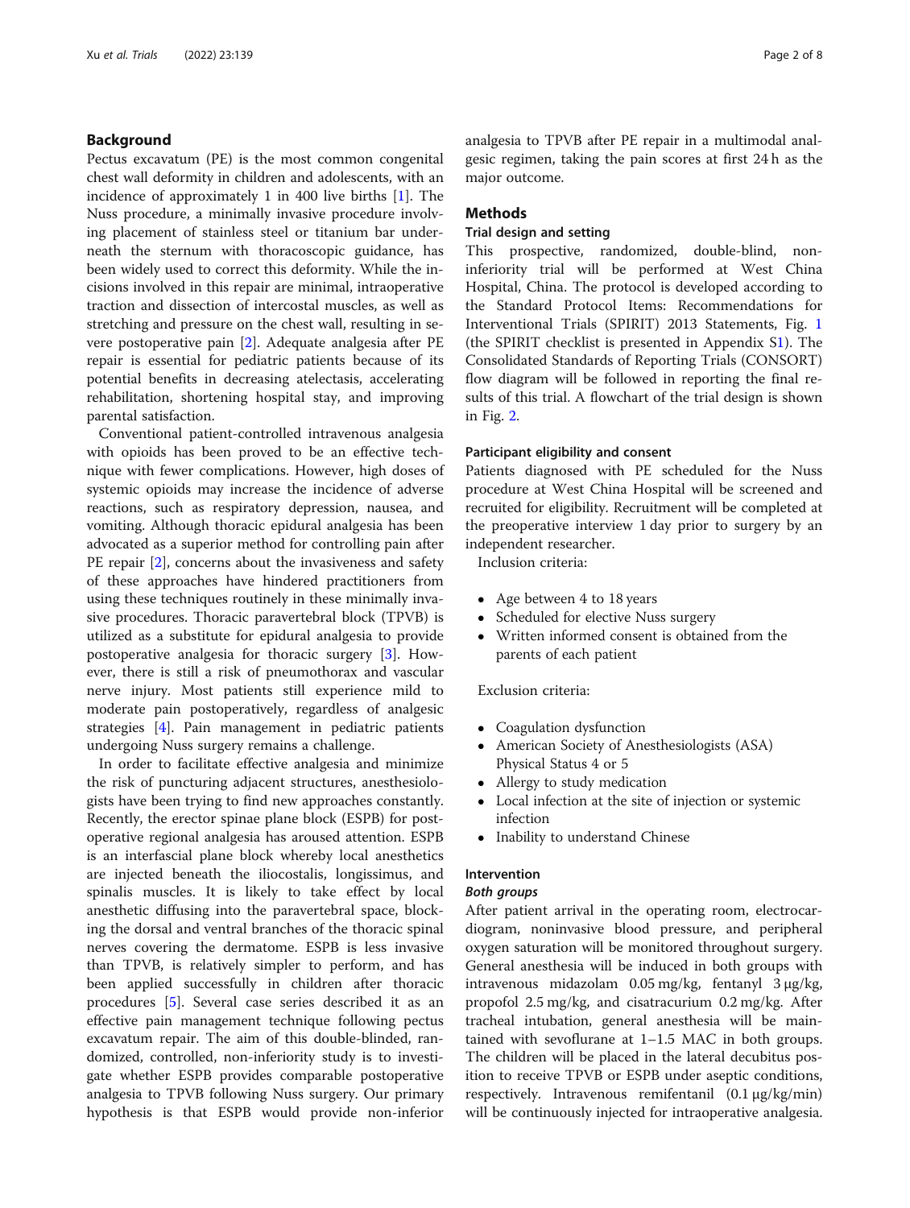## Background

Pectus excavatum (PE) is the most common congenital chest wall deformity in children and adolescents, with an incidence of approximately 1 in 400 live births [1]. The Nuss procedure, a minimally invasive procedure involving placement of stainless steel or titanium bar underneath the sternum with thoracoscopic guidance, has been widely used to correct this deformity. While the incisions involved in this repair are minimal, intraoperative traction and dissection of intercostal muscles, as well as stretching and pressure on the chest wall, resulting in severe postoperative pain [2]. Adequate analgesia after PE repair is essential for pediatric patients because of its potential benefits in decreasing atelectasis, accelerating rehabilitation, shortening hospital stay, and improving parental satisfaction.

Conventional patient-controlled intravenous analgesia with opioids has been proved to be an effective technique with fewer complications. However, high doses of systemic opioids may increase the incidence of adverse reactions, such as respiratory depression, nausea, and vomiting. Although thoracic epidural analgesia has been advocated as a superior method for controlling pain after PE repair [2], concerns about the invasiveness and safety of these approaches have hindered practitioners from using these techniques routinely in these minimally invasive procedures. Thoracic paravertebral block (TPVB) is utilized as a substitute for epidural analgesia to provide postoperative analgesia for thoracic surgery [3]. However, there is still a risk of pneumothorax and vascular nerve injury. Most patients still experience mild to moderate pain postoperatively, regardless of analgesic strategies [4]. Pain management in pediatric patients undergoing Nuss surgery remains a challenge.

In order to facilitate effective analgesia and minimize the risk of puncturing adjacent structures, anesthesiologists have been trying to find new approaches constantly. Recently, the erector spinae plane block (ESPB) for postoperative regional analgesia has aroused attention. ESPB is an interfascial plane block whereby local anesthetics are injected beneath the iliocostalis, longissimus, and spinalis muscles. It is likely to take effect by local anesthetic diffusing into the paravertebral space, blocking the dorsal and ventral branches of the thoracic spinal nerves covering the dermatome. ESPB is less invasive than TPVB, is relatively simpler to perform, and has been applied successfully in children after thoracic procedures [5]. Several case series described it as an effective pain management technique following pectus excavatum repair. The aim of this double-blinded, randomized, controlled, non-inferiority study is to investigate whether ESPB provides comparable postoperative analgesia to TPVB following Nuss surgery. Our primary hypothesis is that ESPB would provide non-inferior analgesia to TPVB after PE repair in a multimodal analgesic regimen, taking the pain scores at first 24 h as the major outcome.

## Methods

### Trial design and setting

This prospective, randomized, double-blind, non-inferiority trial will be performed at West China Hospital, China. The protocol is developed according to the Standard Protocol Items: Recommendations for Interventional Trials (SPIRIT) 2013 Statements, Fig. 1 (the SPIRIT checklist is presented in Appendix S1). The Consolidated Standards of Reporting Trials (CONSORT) flow diagram will be followed in reporting the final results of this trial. A flowchart of the trial design is shown in Fig. 2.

### Participant eligibility and consent

Patients diagnosed with PE scheduled for the Nuss procedure at West China Hospital will be screened and recruited for eligibility. Recruitment will be completed at the preoperative interview 1 day prior to surgery by an independent researcher.

Inclusion criteria:

- Age between 4 to 18 years
- Scheduled for elective Nuss surgery
- Written informed consent is obtained from the parents of each patient

Exclusion criteria:

- Coagulation dysfunction
- American Society of Anesthesiologists (ASA) Physical Status 4 or 5
- Allergy to study medication
- Local infection at the site of injection or systemic infection
- Inability to understand Chinese

### Intervention

#### *Both groups*

After patient arrival in the operating room, electrocardiogram, noninvasive blood pressure, and peripheral oxygen saturation will be monitored throughout surgery. General anesthesia will be induced in both groups with intravenous midazolam 0.05 mg/kg, fentanyl 3 μg/kg, propofol 2.5 mg/kg, and cisatracurium 0.2 mg/kg. After tracheal intubation, general anesthesia will be maintained with sevoflurane at 1–1.5 MAC in both groups. The children will be placed in the lateral decubitus position to receive TPVB or ESPB under aseptic conditions, respectively. Intravenous remifentanil (0.1 μg/kg/min) will be continuously injected for intraoperative analgesia.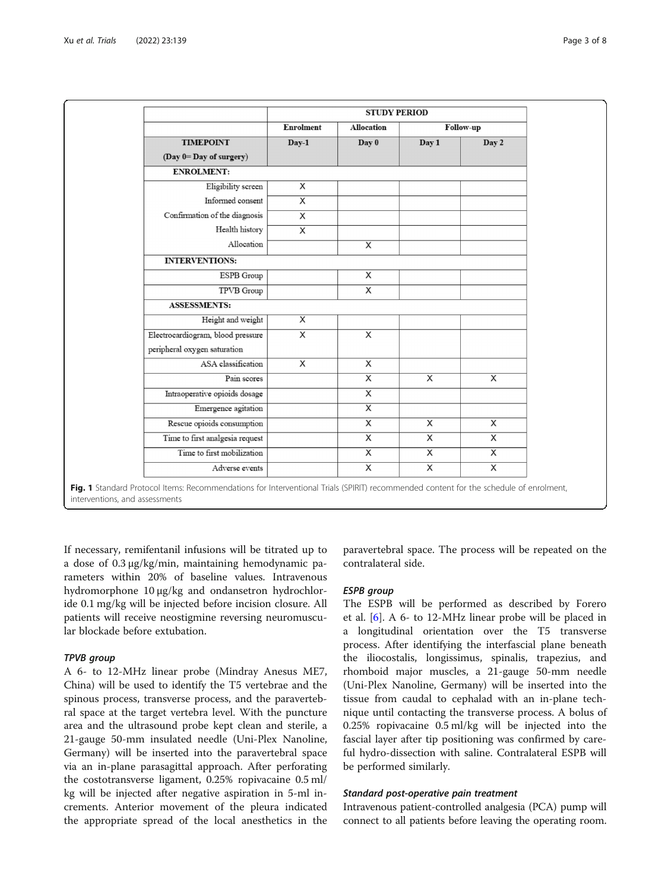|  | STUDY PERIOD | | | |
|---|---|---|---|---|
|  | Enrolment | Allocation | Follow-up | |
| TIMEPOINT (Day 0= Day of surgery) | Day-1 | Day 0 | Day 1 | Day 2 |
| **ENROLMENT:** | | | | |
| Eligibility screen | X | | | |
| Informed consent | X | | | |
| Confirmation of the diagnosis | X | | | |
| Health history | X | | | |
| Allocation | | X | | |
| **INTERVENTIONS:** | | | | |
| ESPB Group | | X | | |
| TPVB Group | | X | | |
| **ASSESSMENTS:** | | | | |
| Height and weight | X | | | |
| Electrocardiogram, blood pressure peripheral oxygen saturation | X | X | | |
| ASA classification | X | X | | |
| Pain scores | | X | X | X |
| Intraoperative opioids dosage | | X | | |
| Emergence agitation | | X | | |
| Rescue opioids consumption | | X | X | X |
| Time to first analgesia request | | X | X | X |
| Time to first mobilization | | X | X | X |
| Adverse events | | X | X | X |

**Fig. 1** Standard Protocol Items: Recommendations for Interventional Trials (SPIRIT) recommended content for the schedule of enrolment, interventions, and assessments

If necessary, remifentanil infusions will be titrated up to a dose of 0.3 μg/kg/min, maintaining hemodynamic parameters within 20% of baseline values. Intravenous hydromorphone 10 μg/kg and ondansetron hydrochloride 0.1 mg/kg will be injected before incision closure. All patients will receive neostigmine reversing neuromuscular blockade before extubation.

### *TPVB group*

A 6- to 12-MHz linear probe (Mindray Anesus ME7, China) will be used to identify the T5 vertebrae and the spinous process, transverse process, and the paravertebral space at the target vertebra level. With the puncture area and the ultrasound probe kept clean and sterile, a 21-gauge 50-mm insulated needle (Uni-Plex Nanoline, Germany) will be inserted into the paravertebral space via an in-plane parasagittal approach. After perforating the costotransverse ligament, 0.25% ropivacaine 0.5 ml/kg will be injected after negative aspiration in 5-ml increments. Anterior movement of the pleura indicated the appropriate spread of the local anesthetics in the paravertebral space. The process will be repeated on the contralateral side.

### *ESPB group*

The ESPB will be performed as described by Forero et al. [6]. A 6- to 12-MHz linear probe will be placed in a longitudinal orientation over the T5 transverse process. After identifying the interfascial plane beneath the iliocostalis, longissimus, spinalis, trapezius, and rhomboid major muscles, a 21-gauge 50-mm needle (Uni-Plex Nanoline, Germany) will be inserted into the tissue from caudal to cephalad with an in-plane technique until contacting the transverse process. A bolus of 0.25% ropivacaine 0.5 ml/kg will be injected into the fascial layer after tip positioning was confirmed by careful hydro-dissection with saline. Contralateral ESPB will be performed similarly.

### *Standard post-operative pain treatment*

Intravenous patient-controlled analgesia (PCA) pump will connect to all patients before leaving the operating room.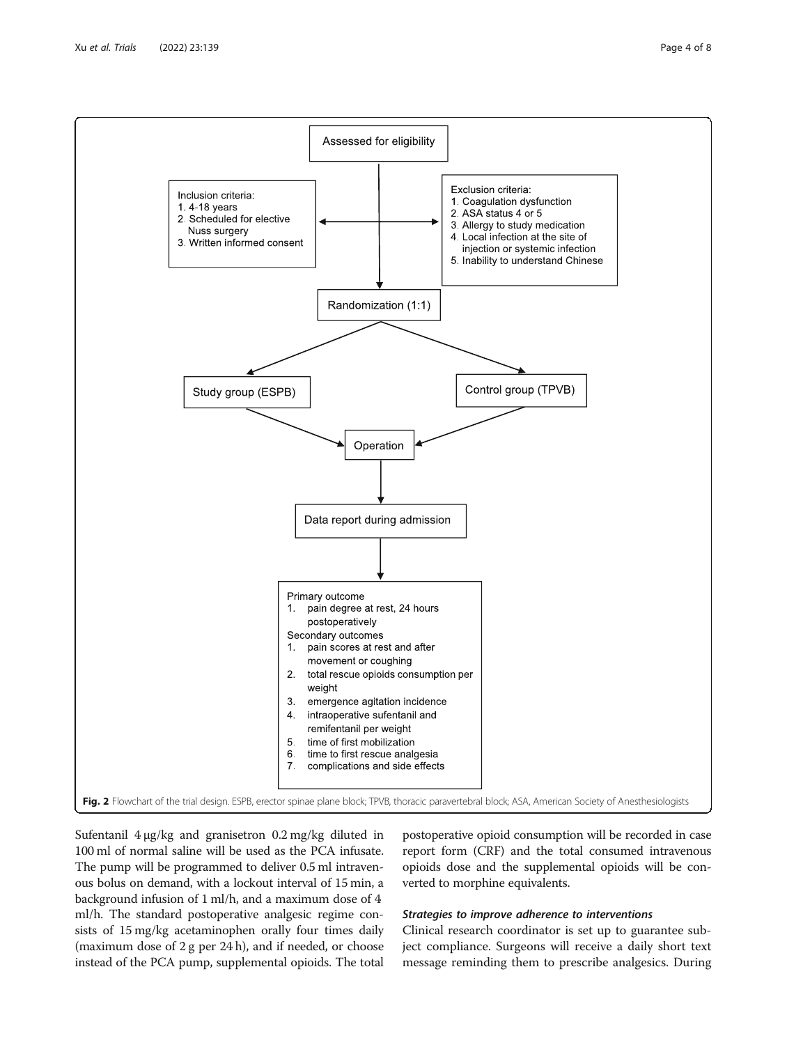Assessed for eligibility

Inclusion criteria:
1. 4-18 years
2. Scheduled for elective Nuss surgery
3. Written informed consent

Exclusion criteria:
1. Coagulation dysfunction
2. ASA status 4 or 5
3. Allergy to study medication
4. Local infection at the site of injection or systemic infection
5. Inability to understand Chinese

Randomization (1:1)

Study group (ESPB)

Control group (TPVB)

Operation

Data report during admission

Primary outcome
1. pain degree at rest, 24 hours postoperatively

Secondary outcomes
1. pain scores at rest and after movement or coughing
2. total rescue opioids consumption per weight
3. emergence agitation incidence
4. intraoperative sufentanil and remifentanil per weight
5. time of first mobilization
6. time to first rescue analgesia
7. complications and side effects

**Fig. 2** Flowchart of the trial design. ESPB, erector spinae plane block; TPVB, thoracic paravertebral block; ASA, American Society of Anesthesiologists

Sufentanil 4 μg/kg and granisetron 0.2 mg/kg diluted in 100 ml of normal saline will be used as the PCA infusate. The pump will be programmed to deliver 0.5 ml intravenous bolus on demand, with a lockout interval of 15 min, a background infusion of 1 ml/h, and a maximum dose of 4 ml/h. The standard postoperative analgesic regime consists of 15 mg/kg acetaminophen orally four times daily (maximum dose of 2 g per 24 h), and if needed, or choose instead of the PCA pump, supplemental opioids. The total postoperative opioid consumption will be recorded in case report form (CRF) and the total consumed intravenous opioids dose and the supplemental opioids will be converted to morphine equivalents.

#### *Strategies to improve adherence to interventions*

Clinical research coordinator is set up to guarantee subject compliance. Surgeons will receive a daily short text message reminding them to prescribe analgesics. During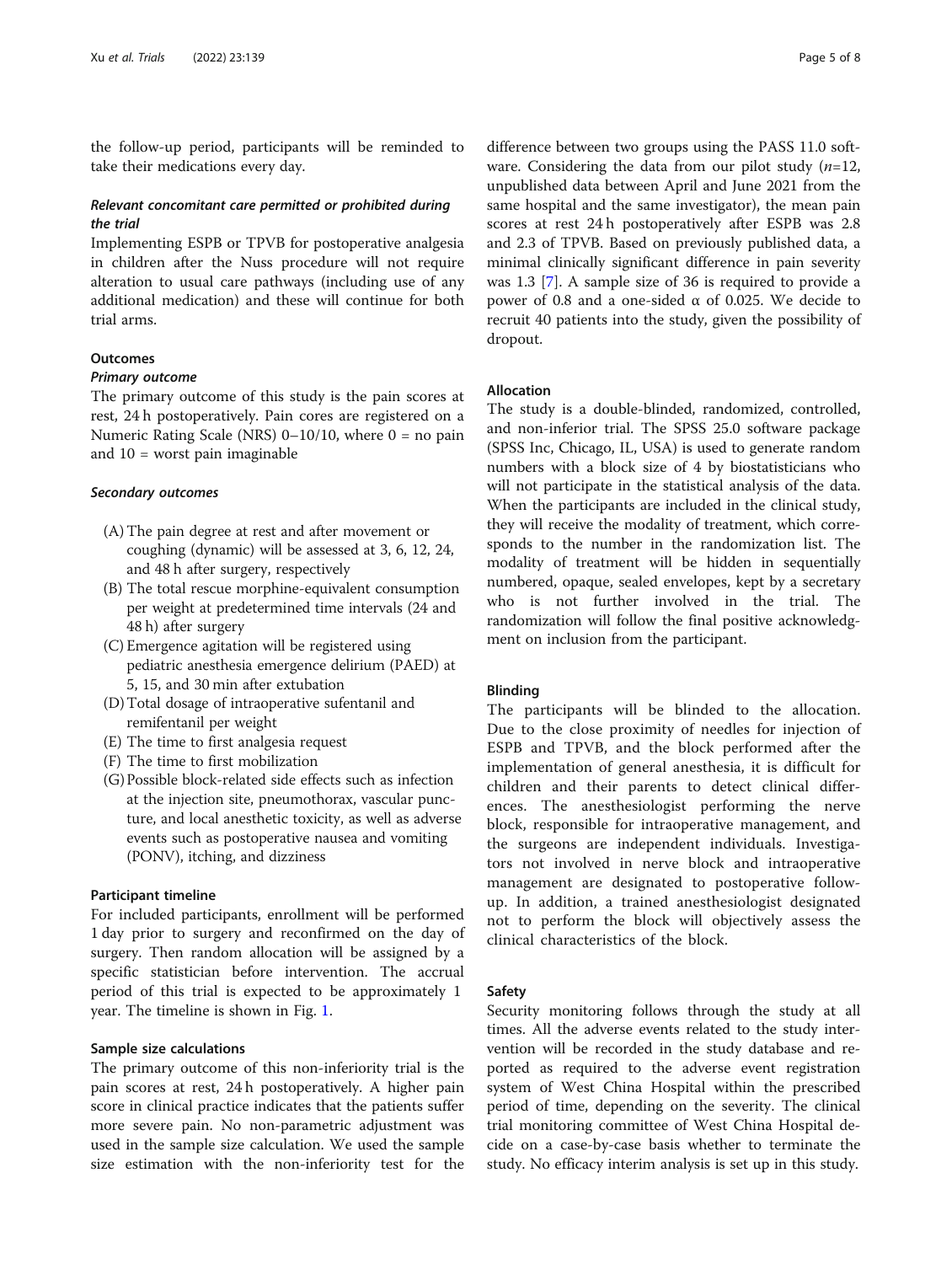the follow-up period, participants will be reminded to take their medications every day.

### *Relevant concomitant care permitted or prohibited during the trial*

Implementing ESPB or TPVB for postoperative analgesia in children after the Nuss procedure will not require alteration to usual care pathways (including use of any additional medication) and these will continue for both trial arms.

## Outcomes

### *Primary outcome*

The primary outcome of this study is the pain scores at rest, 24 h postoperatively. Pain cores are registered on a Numeric Rating Scale (NRS) 0–10/10, where 0 = no pain and 10 = worst pain imaginable

### *Secondary outcomes*

(A) The pain degree at rest and after movement or coughing (dynamic) will be assessed at 3, 6, 12, 24, and 48 h after surgery, respectively
(B) The total rescue morphine-equivalent consumption per weight at predetermined time intervals (24 and 48 h) after surgery
(C) Emergence agitation will be registered using pediatric anesthesia emergence delirium (PAED) at 5, 15, and 30 min after extubation
(D) Total dosage of intraoperative sufentanil and remifentanil per weight
(E) The time to first analgesia request
(F) The time to first mobilization
(G) Possible block-related side effects such as infection at the injection site, pneumothorax, vascular puncture, and local anesthetic toxicity, as well as adverse events such as postoperative nausea and vomiting (PONV), itching, and dizziness

## Participant timeline

For included participants, enrollment will be performed 1 day prior to surgery and reconfirmed on the day of surgery. Then random allocation will be assigned by a specific statistician before intervention. The accrual period of this trial is expected to be approximately 1 year. The timeline is shown in Fig. 1.

## Sample size calculations

The primary outcome of this non-inferiority trial is the pain scores at rest, 24 h postoperatively. A higher pain score in clinical practice indicates that the patients suffer more severe pain. No non-parametric adjustment was used in the sample size calculation. We used the sample size estimation with the non-inferiority test for the difference between two groups using the PASS 11.0 software. Considering the data from our pilot study ($n$=12, unpublished data between April and June 2021 from the same hospital and the same investigator), the mean pain scores at rest 24 h postoperatively after ESPB was 2.8 and 2.3 of TPVB. Based on previously published data, a minimal clinically significant difference in pain severity was 1.3 [7]. A sample size of 36 is required to provide a power of 0.8 and a one-sided $\alpha$ of 0.025. We decide to recruit 40 patients into the study, given the possibility of dropout.

## Allocation

The study is a double-blinded, randomized, controlled, and non-inferior trial. The SPSS 25.0 software package (SPSS Inc, Chicago, IL, USA) is used to generate random numbers with a block size of 4 by biostatisticians who will not participate in the statistical analysis of the data. When the participants are included in the clinical study, they will receive the modality of treatment, which corresponds to the number in the randomization list. The modality of treatment will be hidden in sequentially numbered, opaque, sealed envelopes, kept by a secretary who is not further involved in the trial. The randomization will follow the final positive acknowledgment on inclusion from the participant.

## Blinding

The participants will be blinded to the allocation. Due to the close proximity of needles for injection of ESPB and TPVB, and the block performed after the implementation of general anesthesia, it is difficult for children and their parents to detect clinical differences. The anesthesiologist performing the nerve block, responsible for intraoperative management, and the surgeons are independent individuals. Investigators not involved in nerve block and intraoperative management are designated to postoperative follow-up. In addition, a trained anesthesiologist designated not to perform the block will objectively assess the clinical characteristics of the block.

## Safety

Security monitoring follows through the study at all times. All the adverse events related to the study intervention will be recorded in the study database and reported as required to the adverse event registration system of West China Hospital within the prescribed period of time, depending on the severity. The clinical trial monitoring committee of West China Hospital decide on a case-by-case basis whether to terminate the study. No efficacy interim analysis is set up in this study.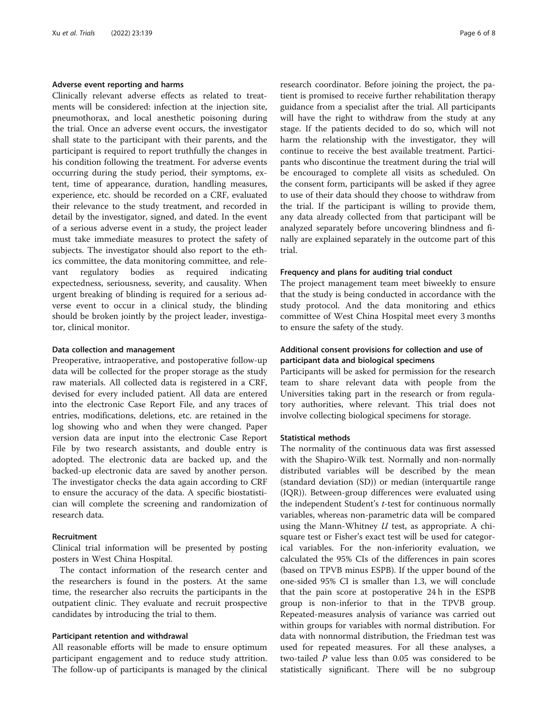#### Adverse event reporting and harms

Clinically relevant adverse effects as related to treatments will be considered: infection at the injection site, pneumothorax, and local anesthetic poisoning during the trial. Once an adverse event occurs, the investigator shall state to the participant with their parents, and the participant is required to report truthfully the changes in his condition following the treatment. For adverse events occurring during the study period, their symptoms, extent, time of appearance, duration, handling measures, experience, etc. should be recorded on a CRF, evaluated their relevance to the study treatment, and recorded in detail by the investigator, signed, and dated. In the event of a serious adverse event in a study, the project leader must take immediate measures to protect the safety of subjects. The investigator should also report to the ethics committee, the data monitoring committee, and relevant regulatory bodies as required indicating expectedness, seriousness, severity, and causality. When urgent breaking of blinding is required for a serious adverse event to occur in a clinical study, the blinding should be broken jointly by the project leader, investigator, clinical monitor.

#### Data collection and management

Preoperative, intraoperative, and postoperative follow-up data will be collected for the proper storage as the study raw materials. All collected data is registered in a CRF, devised for every included patient. All data are entered into the electronic Case Report File, and any traces of entries, modifications, deletions, etc. are retained in the log showing who and when they were changed. Paper version data are input into the electronic Case Report File by two research assistants, and double entry is adopted. The electronic data are backed up, and the backed-up electronic data are saved by another person. The investigator checks the data again according to CRF to ensure the accuracy of the data. A specific biostatistician will complete the screening and randomization of research data.

#### Recruitment

Clinical trial information will be presented by posting posters in West China Hospital.

The contact information of the research center and the researchers is found in the posters. At the same time, the researcher also recruits the participants in the outpatient clinic. They evaluate and recruit prospective candidates by introducing the trial to them.

#### Participant retention and withdrawal

All reasonable efforts will be made to ensure optimum participant engagement and to reduce study attrition. The follow-up of participants is managed by the clinical research coordinator. Before joining the project, the patient is promised to receive further rehabilitation therapy guidance from a specialist after the trial. All participants will have the right to withdraw from the study at any stage. If the patients decided to do so, which will not harm the relationship with the investigator, they will continue to receive the best available treatment. Participants who discontinue the treatment during the trial will be encouraged to complete all visits as scheduled. On the consent form, participants will be asked if they agree to use of their data should they choose to withdraw from the trial. If the participant is willing to provide them, any data already collected from that participant will be analyzed separately before uncovering blindness and finally are explained separately in the outcome part of this trial.

#### Frequency and plans for auditing trial conduct

The project management team meet biweekly to ensure that the study is being conducted in accordance with the study protocol. And the data monitoring and ethics committee of West China Hospital meet every 3 months to ensure the safety of the study.

#### Additional consent provisions for collection and use of participant data and biological specimens

Participants will be asked for permission for the research team to share relevant data with people from the Universities taking part in the research or from regulatory authorities, where relevant. This trial does not involve collecting biological specimens for storage.

#### Statistical methods

The normality of the continuous data was first assessed with the Shapiro-Wilk test. Normally and non-normally distributed variables will be described by the mean (standard deviation (SD)) or median (interquartile range (IQR)). Between-group differences were evaluated using the independent Student's *t*-test for continuous normally variables, whereas non-parametric data will be compared using the Mann-Whitney *U* test, as appropriate. A chi-square test or Fisher's exact test will be used for categorical variables. For the non-inferiority evaluation, we calculated the 95% CIs of the differences in pain scores (based on TPVB minus ESPB). If the upper bound of the one-sided 95% CI is smaller than 1.3, we will conclude that the pain score at postoperative 24 h in the ESPB group is non-inferior to that in the TPVB group. Repeated-measures analysis of variance was carried out within groups for variables with normal distribution. For data with nonnormal distribution, the Friedman test was used for repeated measures. For all these analyses, a two-tailed *P* value less than 0.05 was considered to be statistically significant. There will be no subgroup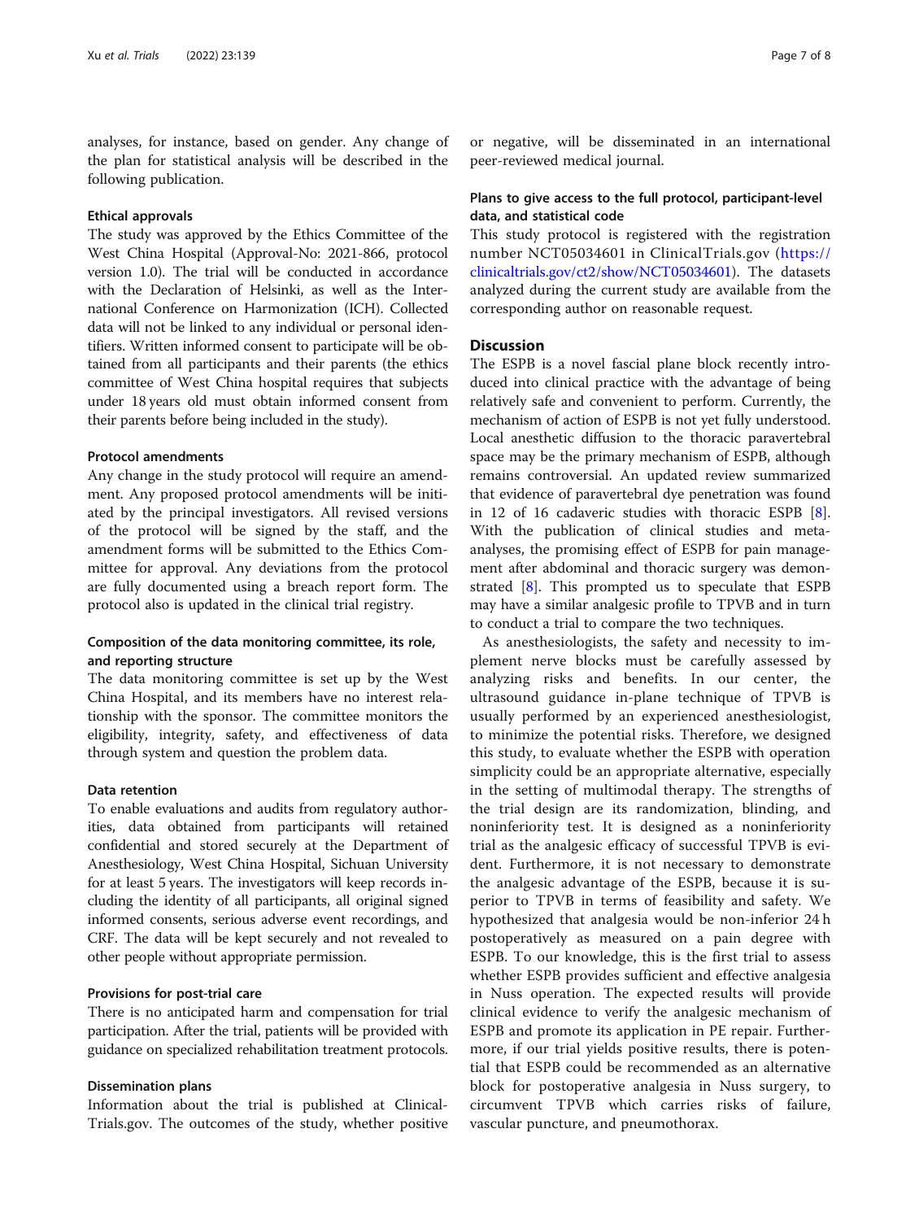analyses, for instance, based on gender. Any change of the plan for statistical analysis will be described in the following publication.

### Ethical approvals

The study was approved by the Ethics Committee of the West China Hospital (Approval-No: 2021-866, protocol version 1.0). The trial will be conducted in accordance with the Declaration of Helsinki, as well as the International Conference on Harmonization (ICH). Collected data will not be linked to any individual or personal identifiers. Written informed consent to participate will be obtained from all participants and their parents (the ethics committee of West China hospital requires that subjects under 18 years old must obtain informed consent from their parents before being included in the study).

### Protocol amendments

Any change in the study protocol will require an amendment. Any proposed protocol amendments will be initiated by the principal investigators. All revised versions of the protocol will be signed by the staff, and the amendment forms will be submitted to the Ethics Committee for approval. Any deviations from the protocol are fully documented using a breach report form. The protocol also is updated in the clinical trial registry.

### Composition of the data monitoring committee, its role, and reporting structure

The data monitoring committee is set up by the West China Hospital, and its members have no interest relationship with the sponsor. The committee monitors the eligibility, integrity, safety, and effectiveness of data through system and question the problem data.

### Data retention

To enable evaluations and audits from regulatory authorities, data obtained from participants will retained confidential and stored securely at the Department of Anesthesiology, West China Hospital, Sichuan University for at least 5 years. The investigators will keep records including the identity of all participants, all original signed informed consents, serious adverse event recordings, and CRF. The data will be kept securely and not revealed to other people without appropriate permission.

### Provisions for post-trial care

There is no anticipated harm and compensation for trial participation. After the trial, patients will be provided with guidance on specialized rehabilitation treatment protocols.

### Dissemination plans

Information about the trial is published at ClinicalTrials.gov. The outcomes of the study, whether positive or negative, will be disseminated in an international peer-reviewed medical journal.

### Plans to give access to the full protocol, participant-level data, and statistical code

This study protocol is registered with the registration number NCT05034601 in ClinicalTrials.gov (https://clinicaltrials.gov/ct2/show/NCT05034601). The datasets analyzed during the current study are available from the corresponding author on reasonable request.

## Discussion

The ESPB is a novel fascial plane block recently introduced into clinical practice with the advantage of being relatively safe and convenient to perform. Currently, the mechanism of action of ESPB is not yet fully understood. Local anesthetic diffusion to the thoracic paravertebral space may be the primary mechanism of ESPB, although remains controversial. An updated review summarized that evidence of paravertebral dye penetration was found in 12 of 16 cadaveric studies with thoracic ESPB [8]. With the publication of clinical studies and meta-analyses, the promising effect of ESPB for pain management after abdominal and thoracic surgery was demonstrated [8]. This prompted us to speculate that ESPB may have a similar analgesic profile to TPVB and in turn to conduct a trial to compare the two techniques.

As anesthesiologists, the safety and necessity to implement nerve blocks must be carefully assessed by analyzing risks and benefits. In our center, the ultrasound guidance in-plane technique of TPVB is usually performed by an experienced anesthesiologist, to minimize the potential risks. Therefore, we designed this study, to evaluate whether the ESPB with operation simplicity could be an appropriate alternative, especially in the setting of multimodal therapy. The strengths of the trial design are its randomization, blinding, and noninferiority test. It is designed as a noninferiority trial as the analgesic efficacy of successful TPVB is evident. Furthermore, it is not necessary to demonstrate the analgesic advantage of the ESPB, because it is superior to TPVB in terms of feasibility and safety. We hypothesized that analgesia would be non-inferior 24 h postoperatively as measured on a pain degree with ESPB. To our knowledge, this is the first trial to assess whether ESPB provides sufficient and effective analgesia in Nuss operation. The expected results will provide clinical evidence to verify the analgesic mechanism of ESPB and promote its application in PE repair. Furthermore, if our trial yields positive results, there is potential that ESPB could be recommended as an alternative block for postoperative analgesia in Nuss surgery, to circumvent TPVB which carries risks of failure, vascular puncture, and pneumothorax.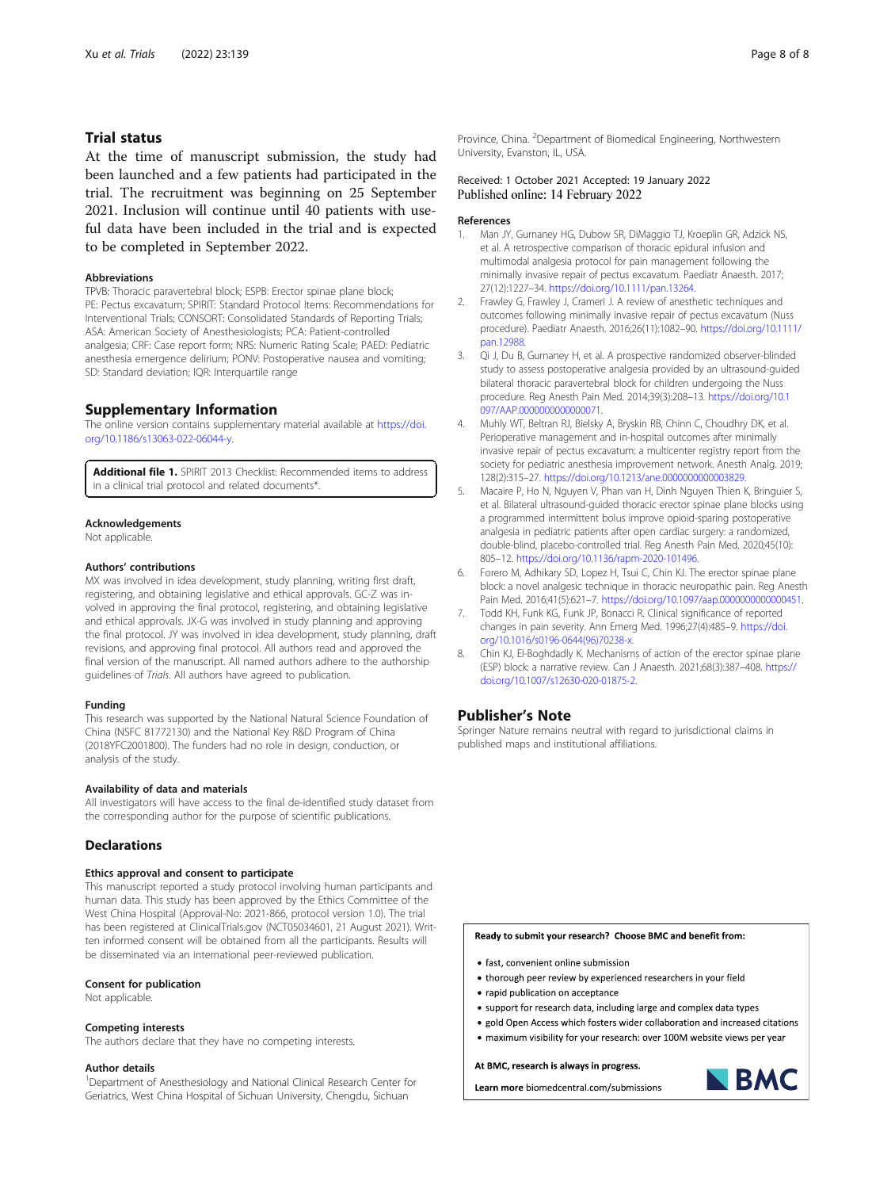## Trial status

At the time of manuscript submission, the study had been launched and a few patients had participated in the trial. The recruitment was beginning on 25 September 2021. Inclusion will continue until 40 patients with useful data have been included in the trial and is expected to be completed in September 2022.

### Abbreviations

TPVB: Thoracic paravertebral block; ESPB: Erector spinae plane block; PE: Pectus excavatum; SPIRIT: Standard Protocol Items: Recommendations for Interventional Trials; CONSORT: Consolidated Standards of Reporting Trials; ASA: American Society of Anesthesiologists; PCA: Patient-controlled analgesia; CRF: Case report form; NRS: Numeric Rating Scale; PAED: Pediatric anesthesia emergence delirium; PONV: Postoperative nausea and vomiting; SD: Standard deviation; IQR: Interquartile range

## Supplementary Information

The online version contains supplementary material available at https://doi.org/10.1186/s13063-022-06044-y.

**Additional file 1.** SPIRIT 2013 Checklist: Recommended items to address in a clinical trial protocol and related documents*.

### Acknowledgements

Not applicable.

### Authors' contributions

MX was involved in idea development, study planning, writing first draft, registering, and obtaining legislative and ethical approvals. GC-Z was involved in approving the final protocol, registering, and obtaining legislative and ethical approvals. JX-G was involved in study planning and approving the final protocol. JY was involved in idea development, study planning, draft revisions, and approving final protocol. All authors read and approved the final version of the manuscript. All named authors adhere to the authorship guidelines of *Trials*. All authors have agreed to publication.

### Funding

This research was supported by the National Natural Science Foundation of China (NSFC 81772130) and the National Key R&D Program of China (2018YFC2001800). The funders had no role in design, conduction, or analysis of the study.

### Availability of data and materials

All investigators will have access to the final de-identified study dataset from the corresponding author for the purpose of scientific publications.

## Declarations

### Ethics approval and consent to participate

This manuscript reported a study protocol involving human participants and human data. This study has been approved by the Ethics Committee of the West China Hospital (Approval-No: 2021-866, protocol version 1.0). The trial has been registered at ClinicalTrials.gov (NCT05034601, 21 August 2021). Written informed consent will be obtained from all the participants. Results will be disseminated via an international peer-reviewed publication.

### Consent for publication

Not applicable.

### Competing interests

The authors declare that they have no competing interests.

### Author details

[1]Department of Anesthesiology and National Clinical Research Center for Geriatrics, West China Hospital of Sichuan University, Chengdu, Sichuan Province, China. [2]Department of Biomedical Engineering, Northwestern University, Evanston, IL, USA.

Received: 1 October 2021 Accepted: 19 January 2022
Published online: 14 February 2022

### References

1. Man JY, Gurnaney HG, Dubow SR, DiMaggio TJ, Kroeplin GR, Adzick NS, et al. A retrospective comparison of thoracic epidural infusion and multimodal analgesia protocol for pain management following the minimally invasive repair of pectus excavatum. Paediatr Anaesth. 2017; 27(12):1227–34. https://doi.org/10.1111/pan.13264.
2. Frawley G, Frawley J, Crameri J. A review of anesthetic techniques and outcomes following minimally invasive repair of pectus excavatum (Nuss procedure). Paediatr Anaesth. 2016;26(11):1082–90. https://doi.org/10.1111/pan.12988.
3. Qi J, Du B, Gurnaney H, et al. A prospective randomized observer-blinded study to assess postoperative analgesia provided by an ultrasound-guided bilateral thoracic paravertebral block for children undergoing the Nuss procedure. Reg Anesth Pain Med. 2014;39(3):208–13. https://doi.org/10.1097/AAP.0000000000000071.
4. Muhly WT, Beltran RJ, Bielsky A, Bryskin RB, Chinn C, Choudhry DK, et al. Perioperative management and in-hospital outcomes after minimally invasive repair of pectus excavatum: a multicenter registry report from the society for pediatric anesthesia improvement network. Anesth Analg. 2019; 128(2):315–27. https://doi.org/10.1213/ane.0000000000003829.
5. Macaire P, Ho N, Nguyen V, Phan van H, Dinh Nguyen Thien K, Bringuier S, et al. Bilateral ultrasound-guided thoracic erector spinae plane blocks using a programmed intermittent bolus improve opioid-sparing postoperative analgesia in pediatric patients after open cardiac surgery: a randomized, double-blind, placebo-controlled trial. Reg Anesth Pain Med. 2020;45(10): 805–12. https://doi.org/10.1136/rapm-2020-101496.
6. Forero M, Adhikary SD, Lopez H, Tsui C, Chin KJ. The erector spinae plane block: a novel analgesic technique in thoracic neuropathic pain. Reg Anesth Pain Med. 2016;41(5):621–7. https://doi.org/10.1097/aap.0000000000000451.
7. Todd KH, Funk KG, Funk JP, Bonacci R. Clinical significance of reported changes in pain severity. Ann Emerg Med. 1996;27(4):485–9. https://doi.org/10.1016/s0196-0644(96)70238-x.
8. Chin KJ, El-Boghdadly K. Mechanisms of action of the erector spinae plane (ESP) block: a narrative review. Can J Anaesth. 2021;68(3):387–408. https://doi.org/10.1007/s12630-020-01875-2.

## Publisher's Note

Springer Nature remains neutral with regard to jurisdictional claims in published maps and institutional affiliations.